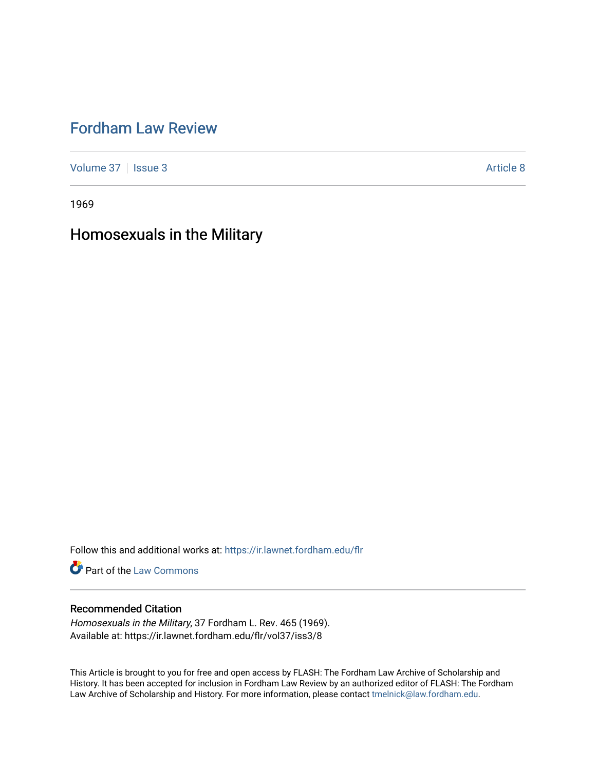# Fordham Law Review

Volume 37 | Issue 3 | Article 8

1969

## Homosexuals in the Military

Follow this and additional works at: https://ir.lawnet.fordham.edu/flr

Part of the Law Commons

### Recommended Citation

*Homosexuals in the Military*, 37 Fordham L. Rev. 465 (1969).
Available at: https://ir.lawnet.fordham.edu/flr/vol37/iss3/8

This Article is brought to you for free and open access by FLASH: The Fordham Law Archive of Scholarship and History. It has been accepted for inclusion in Fordham Law Review by an authorized editor of FLASH: The Fordham Law Archive of Scholarship and History. For more information, please contact tmelnick@law.fordham.edu.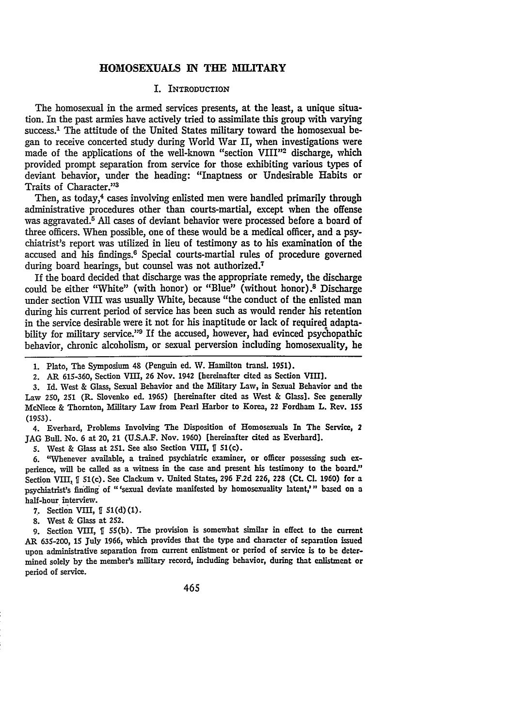# HOMOSEXUALS IN THE MILITARY

## I. INTRODUCTION

The homosexual in the armed services presents, at the least, a unique situation. In the past armies have actively tried to assimilate this group with varying success.[1] The attitude of the United States military toward the homosexual began to receive concerted study during World War II, when investigations were made of the applications of the well-known "section VIII"[2] discharge, which provided prompt separation from service for those exhibiting various types of deviant behavior, under the heading: "Inaptness or Undesirable Habits or Traits of Character."[3]

Then, as today,[4] cases involving enlisted men were handled primarily through administrative procedures other than courts-martial, except when the offense was aggravated.[5] All cases of deviant behavior were processed before a board of three officers. When possible, one of these would be a medical officer, and a psychiatrist's report was utilized in lieu of testimony as to his examination of the accused and his findings.[6] Special courts-martial rules of procedure governed during board hearings, but counsel was not authorized.[7]

If the board decided that discharge was the appropriate remedy, the discharge could be either "White" (with honor) or "Blue" (without honor).[8] Discharge under section VIII was usually White, because "the conduct of the enlisted man during his current period of service has been such as would render his retention in the service desirable were it not for his inaptitude or lack of required adaptability for military service."[9] If the accused, however, had evinced psychopathic behavior, chronic alcoholism, or sexual perversion including homosexuality, he

---

1. Plato, The Symposium 48 (Penguin ed. W. Hamilton transl. 1951).

2. AR 615-360, Section VIII, 26 Nov. 1942 [hereinafter cited as Section VIII].

3. Id. West & Glass, Sexual Behavior and the Military Law, in Sexual Behavior and the Law 250, 251 (R. Slovenko ed. 1965) [hereinafter cited as West & Glass]. See generally McNiece & Thornton, Military Law from Pearl Harbor to Korea, 22 Fordham L. Rev. 155 (1953).

4. Everhard, Problems Involving The Disposition of Homosexuals In The Service, 2 JAG Bull. No. 6 at 20, 21 (U.S.A.F. Nov. 1960) [hereinafter cited as Everhard].

5. West & Glass at 251. See also Section VIII, ¶ 51(c).

6. "Whenever available, a trained psychiatric examiner, or officer possessing such experience, will be called as a witness in the case and present his testimony to the board." Section VIII, ¶ 51(c). See Clackum v. United States, 296 F.2d 226, 228 (Ct. Cl. 1960) for a psychiatrist's finding of "'sexual deviate manifested by homosexuality latent,'" based on a half-hour interview.

7. Section VIII, ¶ 51(d)(1).

8. West & Glass at 252.

9. Section VIII, ¶ 55(b). The provision is somewhat similar in effect to the current AR 635-200, 15 July 1966, which provides that the type and character of separation issued upon administrative separation from current enlistment or period of service is to be determined solely by the member's military record, including behavior, during that enlistment or period of service.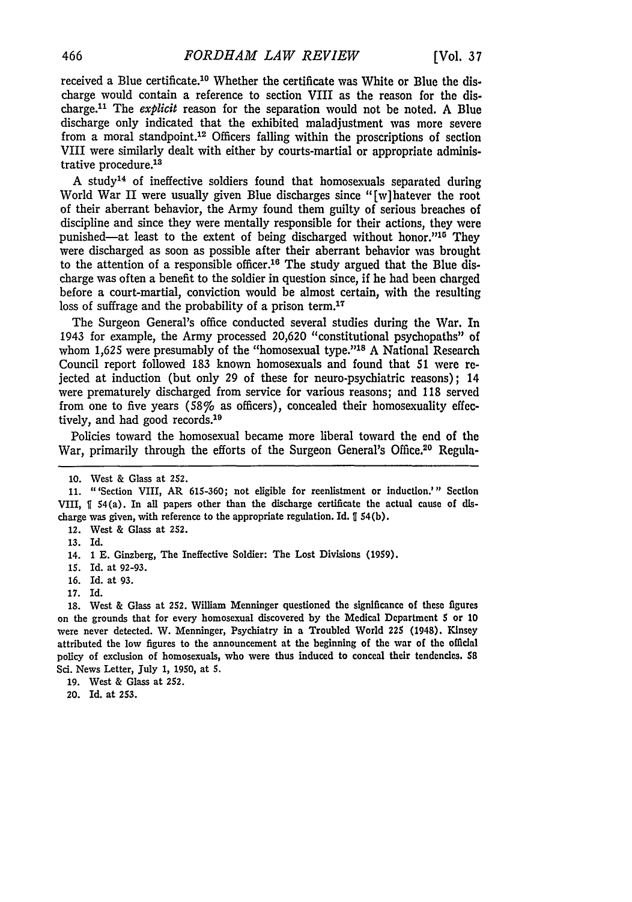received a Blue certificate.[10] Whether the certificate was White or Blue the discharge would contain a reference to section VIII as the reason for the discharge.[11] The *explicit* reason for the separation would not be noted. A Blue discharge only indicated that the exhibited maladjustment was more severe from a moral standpoint.[12] Officers falling within the proscriptions of section VIII were similarly dealt with either by courts-martial or appropriate administrative procedure.[13]

A study[14] of ineffective soldiers found that homosexuals separated during World War II were usually given Blue discharges since "[w]hatever the root of their aberrant behavior, the Army found them guilty of serious breaches of discipline and since they were mentally responsible for their actions, they were punished—at least to the extent of being discharged without honor."[15] They were discharged as soon as possible after their aberrant behavior was brought to the attention of a responsible officer.[16] The study argued that the Blue discharge was often a benefit to the soldier in question since, if he had been charged before a court-martial, conviction would be almost certain, with the resulting loss of suffrage and the probability of a prison term.[17]

The Surgeon General's office conducted several studies during the War. In 1943 for example, the Army processed 20,620 "constitutional psychopaths" of whom 1,625 were presumably of the "homosexual type."[18] A National Research Council report followed 183 known homosexuals and found that 51 were rejected at induction (but only 29 of these for neuro-psychiatric reasons); 14 were prematurely discharged from service for various reasons; and 118 served from one to five years (58% as officers), concealed their homosexuality effectively, and had good records.[19]

Policies toward the homosexual became more liberal toward the end of the War, primarily through the efforts of the Surgeon General's Office.[20] Regula-

---

10. West & Glass at 252.

11. "'Section VIII, AR 615-360; not eligible for reenlistment or induction.'" Section VIII, ¶ 54(a). In all papers other than the discharge certificate the actual cause of discharge was given, with reference to the appropriate regulation. Id. ¶ 54(b).

12. West & Glass at 252.

13. Id.

14. 1 E. Ginzberg, The Ineffective Soldier: The Lost Divisions (1959).

15. Id. at 92-93.

16. Id. at 93.

17. Id.

18. West & Glass at 252. William Menninger questioned the significance of these figures on the grounds that for every homosexual discovered by the Medical Department 5 or 10 were never detected. W. Menninger, Psychiatry in a Troubled World 225 (1948). Kinsey attributed the low figures to the announcement at the beginning of the war of the official policy of exclusion of homosexuals, who were thus induced to conceal their tendencies. 58 Sci. News Letter, July 1, 1950, at 5.

19. West & Glass at 252.

20. Id. at 253.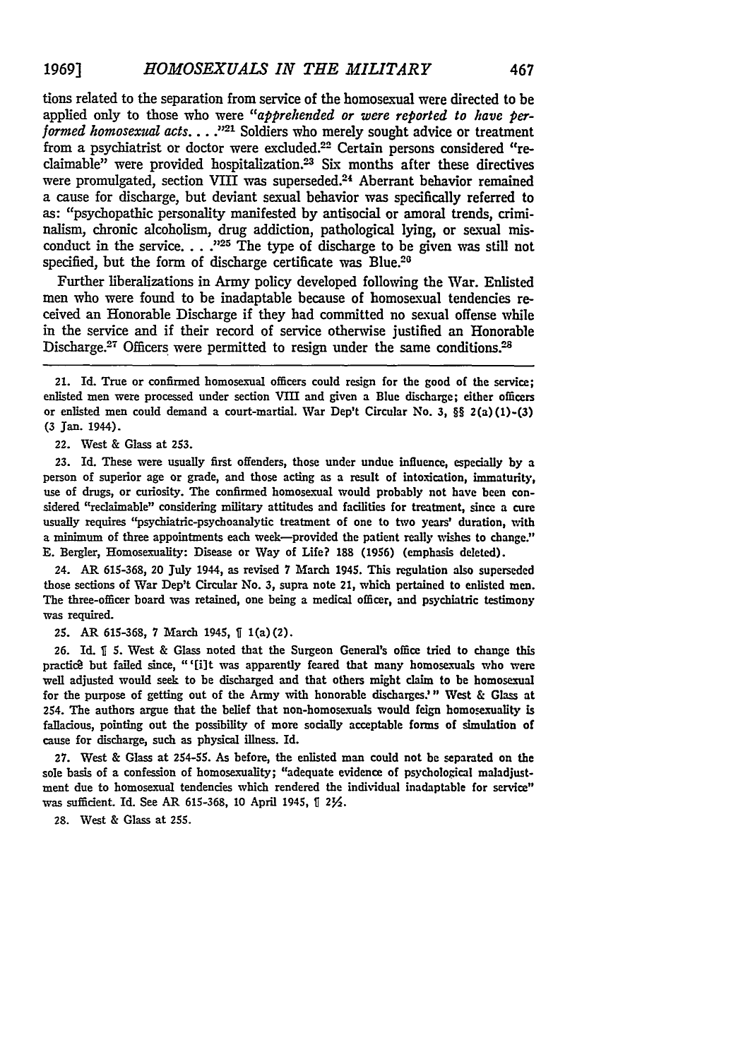tions related to the separation from service of the homosexual were directed to be applied only to those who were "*apprehended or were reported to have performed homosexual acts.* . . ."[21] Soldiers who merely sought advice or treatment from a psychiatrist or doctor were excluded.[22] Certain persons considered "reclaimable" were provided hospitalization.[23] Six months after these directives were promulgated, section VIII was superseded.[24] Aberrant behavior remained a cause for discharge, but deviant sexual behavior was specifically referred to as: "psychopathic personality manifested by antisocial or amoral trends, criminalism, chronic alcoholism, drug addiction, pathological lying, or sexual misconduct in the service. . . ."[25] The type of discharge to be given was still not specified, but the form of discharge certificate was Blue.[26]

Further liberalizations in Army policy developed following the War. Enlisted men who were found to be inadaptable because of homosexual tendencies received an Honorable Discharge if they had committed no sexual offense while in the service and if their record of service otherwise justified an Honorable Discharge.[27] Officers were permitted to resign under the same conditions.[28]

---

21. Id. True or confirmed homosexual officers could resign for the good of the service; enlisted men were processed under section VIII and given a Blue discharge; either officers or enlisted men could demand a court-martial. War Dep't Circular No. 3, §§ 2(a)(1)-(3) (3 Jan. 1944).

22. West & Glass at 253.

23. Id. These were usually first offenders, those under undue influence, especially by a person of superior age or grade, and those acting as a result of intoxication, immaturity, use of drugs, or curiosity. The confirmed homosexual would probably not have been considered "reclaimable" considering military attitudes and facilities for treatment, since a cure usually requires "psychiatric-psychoanalytic treatment of one to two years' duration, with a minimum of three appointments each week—provided the patient really wishes to change." E. Bergler, Homosexuality: Disease or Way of Life? 188 (1956) (emphasis deleted).

24. AR 615-368, 20 July 1944, as revised 7 March 1945. This regulation also superseded those sections of War Dep't Circular No. 3, supra note 21, which pertained to enlisted men. The three-officer board was retained, one being a medical officer, and psychiatric testimony was required.

25. AR 615-368, 7 March 1945, ¶ 1(a)(2).

26. Id. ¶ 5. West & Glass noted that the Surgeon General's office tried to change this practice but failed since, "'[i]t was apparently feared that many homosexuals who were well adjusted would seek to be discharged and that others might claim to be homosexual for the purpose of getting out of the Army with honorable discharges.'" West & Glass at 254. The authors argue that the belief that non-homosexuals would feign homosexuality is fallacious, pointing out the possibility of more socially acceptable forms of simulation of cause for discharge, such as physical illness. Id.

27. West & Glass at 254-55. As before, the enlisted man could not be separated on the sole basis of a confession of homosexuality; "adequate evidence of psychological maladjustment due to homosexual tendencies which rendered the individual inadaptable for service" was sufficient. Id. See AR 615-368, 10 April 1945, ¶ 2½.

28. West & Glass at 255.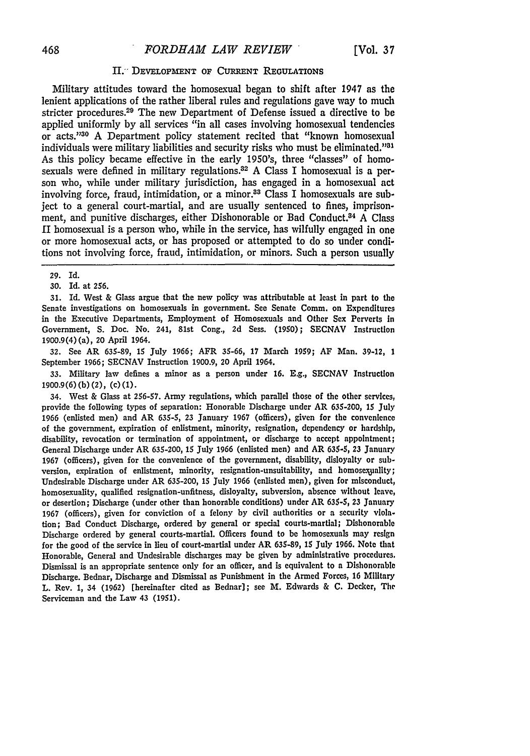## II. Development of Current Regulations

Military attitudes toward the homosexual began to shift after 1947 as the lenient applications of the rather liberal rules and regulations gave way to much stricter procedures.[29] The new Department of Defense issued a directive to be applied uniformly by all services "in all cases involving homosexual tendencies or acts."[30] A Department policy statement recited that "known homosexual individuals were military liabilities and security risks who must be eliminated."[31] As this policy became effective in the early 1950's, three "classes" of homosexuals were defined in military regulations.[32] A Class I homosexual is a person who, while under military jurisdiction, has engaged in a homosexual act involving force, fraud, intimidation, or a minor.[33] Class I homosexuals are subject to a general court-martial, and are usually sentenced to fines, imprisonment, and punitive discharges, either Dishonorable or Bad Conduct.[34] A Class II homosexual is a person who, while in the service, has wilfully engaged in one or more homosexual acts, or has proposed or attempted to do so under conditions not involving force, fraud, intimidation, or minors. Such a person usually

---

29. Id.

30. Id. at 256.

31. Id. West & Glass argue that the new policy was attributable at least in part to the Senate investigations on homosexuals in government. See Senate Comm. on Expenditures in the Executive Departments, Employment of Homosexuals and Other Sex Perverts in Government, S. Doc. No. 241, 81st Cong., 2d Sess. (1950); SECNAV Instruction 1900.9(4)(a), 20 April 1964.

32. See AR 635-89, 15 July 1966; AFR 35-66, 17 March 1959; AF Man. 39-12, 1 September 1966; SECNAV Instruction 1900.9, 20 April 1964.

33. Military law defines a minor as a person under 16. E.g., SECNAV Instruction 1900.9(6)(b)(2), (c)(1).

34. West & Glass at 256-57. Army regulations, which parallel those of the other services, provide the following types of separation: Honorable Discharge under AR 635-200, 15 July 1966 (enlisted men) and AR 635-5, 23 January 1967 (officers), given for the convenience of the government, expiration of enlistment, minority, resignation, dependency or hardship, disability, revocation or termination of appointment, or discharge to accept appointment; General Discharge under AR 635-200, 15 July 1966 (enlisted men) and AR 635-5, 23 January 1967 (officers), given for the convenience of the government, disability, disloyalty or subversion, expiration of enlistment, minority, resignation-unsuitability, and homosexuality; Undesirable Discharge under AR 635-200, 15 July 1966 (enlisted men), given for misconduct, homosexuality, qualified resignation-unfitness, disloyalty, subversion, absence without leave, or desertion; Discharge (under other than honorable conditions) under AR 635-5, 23 January 1967 (officers), given for conviction of a felony by civil authorities or a security violation; Bad Conduct Discharge, ordered by general or special courts-martial; Dishonorable Discharge ordered by general courts-martial. Officers found to be homosexuals may resign for the good of the service in lieu of court-martial under AR 635-89, 15 July 1966. Note that Honorable, General and Undesirable discharges may be given by administrative procedures. Dismissal is an appropriate sentence only for an officer, and is equivalent to a Dishonorable Discharge. Bednar, Discharge and Dismissal as Punishment in the Armed Forces, 16 Military L. Rev. 1, 34 (1962) [hereinafter cited as Bednar]; see M. Edwards & C. Decker, The Serviceman and the Law 43 (1951).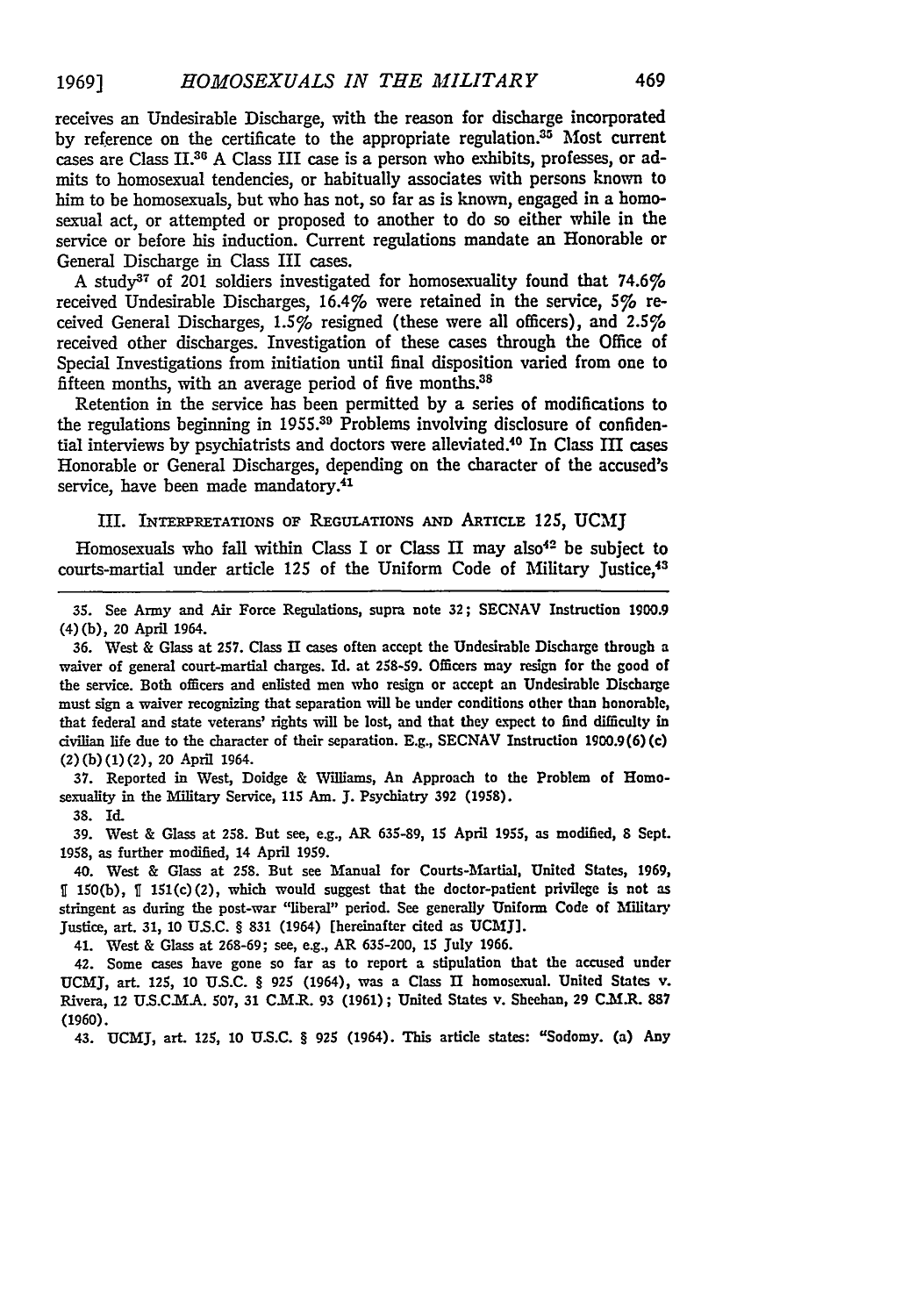receives an Undesirable Discharge, with the reason for discharge incorporated by reference on the certificate to the appropriate regulation.[35] Most current cases are Class II.[36] A Class III case is a person who exhibits, professes, or admits to homosexual tendencies, or habitually associates with persons known to him to be homosexuals, but who has not, so far as is known, engaged in a homosexual act, or attempted or proposed to another to do so either while in the service or before his induction. Current regulations mandate an Honorable or General Discharge in Class III cases.

A study[37] of 201 soldiers investigated for homosexuality found that 74.6% received Undesirable Discharges, 16.4% were retained in the service, 5% received General Discharges, 1.5% resigned (these were all officers), and 2.5% received other discharges. Investigation of these cases through the Office of Special Investigations from initiation until final disposition varied from one to fifteen months, with an average period of five months.[38]

Retention in the service has been permitted by a series of modifications to the regulations beginning in 1955.[39] Problems involving disclosure of confidential interviews by psychiatrists and doctors were alleviated.[40] In Class III cases Honorable or General Discharges, depending on the character of the accused's service, have been made mandatory.[41]

## III. Interpretations of Regulations and Article 125, UCMJ

Homosexuals who fall within Class I or Class II may also[42] be subject to courts-martial under article 125 of the Uniform Code of Military Justice,[43]

---

35. See Army and Air Force Regulations, supra note 32; SECNAV Instruction 1900.9 (4)(b), 20 April 1964.

36. West & Glass at 257. Class II cases often accept the Undesirable Discharge through a waiver of general court-martial charges. Id. at 258-59. Officers may resign for the good of the service. Both officers and enlisted men who resign or accept an Undesirable Discharge must sign a waiver recognizing that separation will be under conditions other than honorable, that federal and state veterans' rights will be lost, and that they expect to find difficulty in civilian life due to the character of their separation. E.g., SECNAV Instruction 1900.9(6)(c)(2)(b)(1)(2), 20 April 1964.

37. Reported in West, Doidge & Williams, An Approach to the Problem of Homosexuality in the Military Service, 115 Am. J. Psychiatry 392 (1958).

38. Id.

39. West & Glass at 258. But see, e.g., AR 635-89, 15 April 1955, as modified, 8 Sept. 1958, as further modified, 14 April 1959.

40. West & Glass at 258. But see Manual for Courts-Martial, United States, 1969, ¶ 150(b), ¶ 151(c)(2), which would suggest that the doctor-patient privilege is not as stringent as during the post-war "liberal" period. See generally Uniform Code of Military Justice, art. 31, 10 U.S.C. § 831 (1964) [hereinafter cited as UCMJ].

41. West & Glass at 268-69; see, e.g., AR 635-200, 15 July 1966.

42. Some cases have gone so far as to report a stipulation that the accused under UCMJ, art. 125, 10 U.S.C. § 925 (1964), was a Class II homosexual. United States v. Rivera, 12 U.S.C.M.A. 507, 31 C.M.R. 93 (1961); United States v. Sheehan, 29 C.M.R. 887 (1960).

43. UCMJ, art. 125, 10 U.S.C. § 925 (1964). This article states: "Sodomy. (a) Any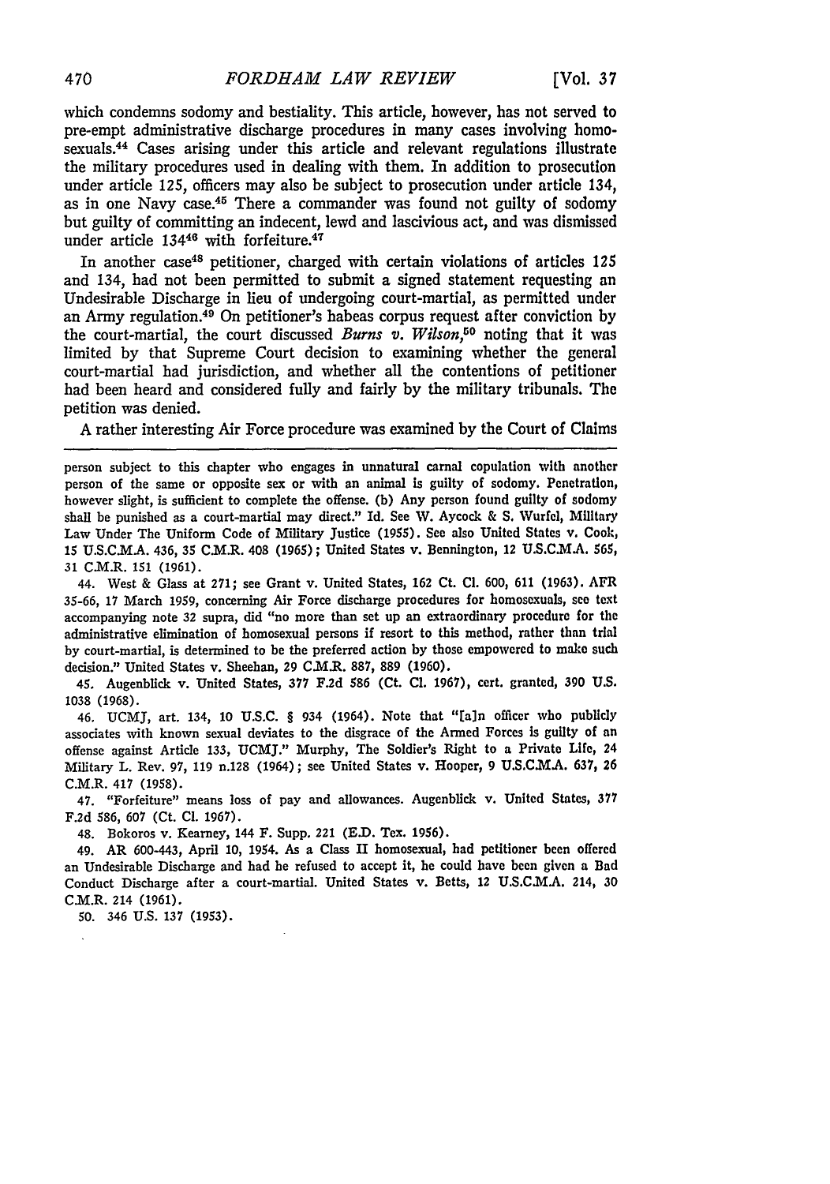which condemns sodomy and bestiality. This article, however, has not served to pre-empt administrative discharge procedures in many cases involving homosexuals.[44] Cases arising under this article and relevant regulations illustrate the military procedures used in dealing with them. In addition to prosecution under article 125, officers may also be subject to prosecution under article 134, as in one Navy case.[45] There a commander was found not guilty of sodomy but guilty of committing an indecent, lewd and lascivious act, and was dismissed under article 134[46] with forfeiture.[47]

In another case[48] petitioner, charged with certain violations of articles 125 and 134, had not been permitted to submit a signed statement requesting an Undesirable Discharge in lieu of undergoing court-martial, as permitted under an Army regulation.[49] On petitioner's habeas corpus request after conviction by the court-martial, the court discussed *Burns v. Wilson*,[50] noting that it was limited by that Supreme Court decision to examining whether the general court-martial had jurisdiction, and whether all the contentions of petitioner had been heard and considered fully and fairly by the military tribunals. The petition was denied.

A rather interesting Air Force procedure was examined by the Court of Claims

---

person subject to this chapter who engages in unnatural carnal copulation with another person of the same or opposite sex or with an animal is guilty of sodomy. Penetration, however slight, is sufficient to complete the offense. (b) Any person found guilty of sodomy shall be punished as a court-martial may direct." Id. See W. Aycock & S. Wurfel, Military Law Under The Uniform Code of Military Justice (1955). See also United States v. Cook, 15 U.S.C.M.A. 436, 35 C.M.R. 408 (1965); United States v. Bennington, 12 U.S.C.M.A. 565, 31 C.M.R. 151 (1961).

44. West & Glass at 271; see Grant v. United States, 162 Ct. Cl. 600, 611 (1963). AFR 35-66, 17 March 1959, concerning Air Force discharge procedures for homosexuals, see text accompanying note 32 supra, did "no more than set up an extraordinary procedure for the administrative elimination of homosexual persons if resort to this method, rather than trial by court-martial, is determined to be the preferred action by those empowered to make such decision." United States v. Sheehan, 29 C.M.R. 887, 889 (1960).

45. Augenblick v. United States, 377 F.2d 586 (Ct. Cl. 1967), cert. granted, 390 U.S. 1038 (1968).

46. UCMJ, art. 134, 10 U.S.C. § 934 (1964). Note that "[a]n officer who publicly associates with known sexual deviates to the disgrace of the Armed Forces is guilty of an offense against Article 133, UCMJ." Murphy, The Soldier's Right to a Private Life, 24 Military L. Rev. 97, 119 n.128 (1964); see United States v. Hooper, 9 U.S.C.M.A. 637, 26 C.M.R. 417 (1958).

47. "Forfeiture" means loss of pay and allowances. Augenblick v. United States, 377 F.2d 586, 607 (Ct. Cl. 1967).

48. Bokoros v. Kearney, 144 F. Supp. 221 (E.D. Tex. 1956).

49. AR 600-443, April 10, 1954. As a Class II homosexual, had petitioner been offered an Undesirable Discharge and had he refused to accept it, he could have been given a Bad Conduct Discharge after a court-martial. United States v. Betts, 12 U.S.C.M.A. 214, 30 C.M.R. 214 (1961).

50. 346 U.S. 137 (1953).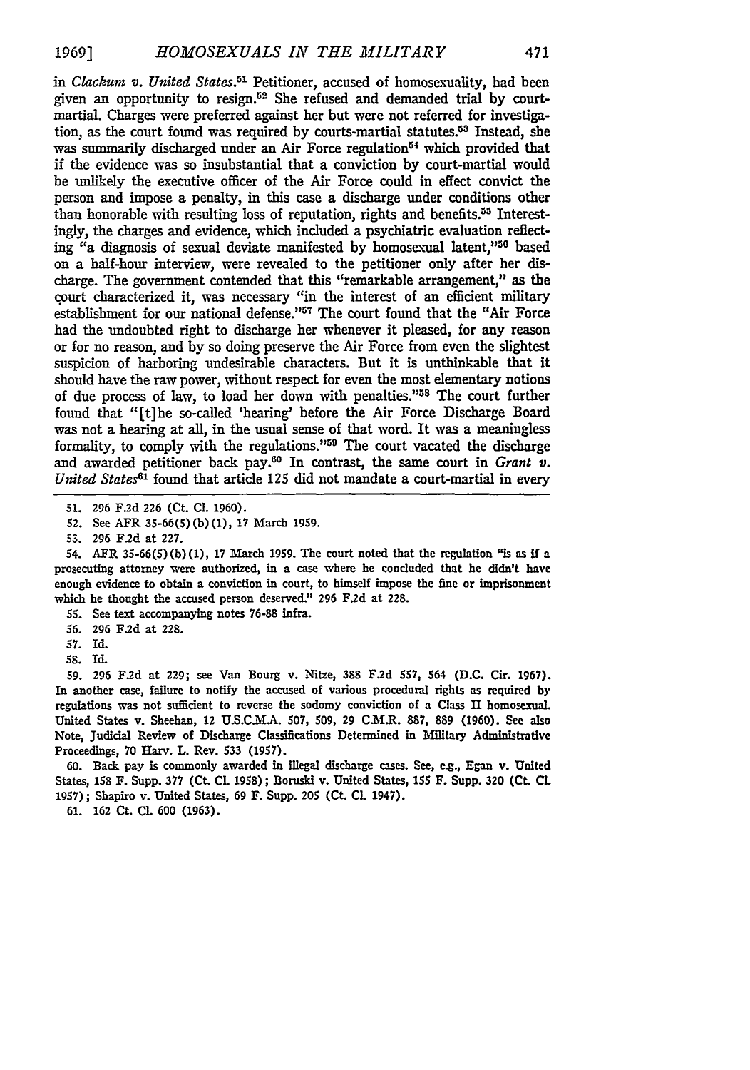in *Clackum v. United States*.[51] Petitioner, accused of homosexuality, had been given an opportunity to resign.[52] She refused and demanded trial by court-martial. Charges were preferred against her but were not referred for investigation, as the court found was required by courts-martial statutes.[53] Instead, she was summarily discharged under an Air Force regulation[54] which provided that if the evidence was so insubstantial that a conviction by court-martial would be unlikely the executive officer of the Air Force could in effect convict the person and impose a penalty, in this case a discharge under conditions other than honorable with resulting loss of reputation, rights and benefits.[55] Interestingly, the charges and evidence, which included a psychiatric evaluation reflecting "a diagnosis of sexual deviate manifested by homosexual latent,"[56] based on a half-hour interview, were revealed to the petitioner only after her discharge. The government contended that this "remarkable arrangement," as the court characterized it, was necessary "in the interest of an efficient military establishment for our national defense."[57] The court found that the "Air Force had the undoubted right to discharge her whenever it pleased, for any reason or for no reason, and by so doing preserve the Air Force from even the slightest suspicion of harboring undesirable characters. But it is unthinkable that it should have the raw power, without respect for even the most elementary notions of due process of law, to load her down with penalties."[58] The court further found that "[t]he so-called 'hearing' before the Air Force Discharge Board was not a hearing at all, in the usual sense of that word. It was a meaningless formality, to comply with the regulations."[59] The court vacated the discharge and awarded petitioner back pay.[60] In contrast, the same court in *Grant v. United States*[61] found that article 125 did not mandate a court-martial in every

51. 296 F.2d 226 (Ct. Cl. 1960).

52. See AFR 35-66(5)(b)(1), 17 March 1959.

53. 296 F.2d at 227.

54. AFR 35-66(5)(b)(1), 17 March 1959. The court noted that the regulation "is as if a prosecuting attorney were authorized, in a case where he concluded that he didn't have enough evidence to obtain a conviction in court, to himself impose the fine or imprisonment which he thought the accused person deserved." 296 F.2d at 228.

55. See text accompanying notes 76-88 infra.

56. 296 F.2d at 228.

57. Id.

58. Id.

59. 296 F.2d at 229; see Van Bourg v. Nitze, 388 F.2d 557, 564 (D.C. Cir. 1967). In another case, failure to notify the accused of various procedural rights as required by regulations was not sufficient to reverse the sodomy conviction of a Class II homosexual. United States v. Sheehan, 12 U.S.C.M.A. 507, 509, 29 C.M.R. 887, 889 (1960). See also Note, Judicial Review of Discharge Classifications Determined in Military Administrative Proceedings, 70 Harv. L. Rev. 533 (1957).

60. Back pay is commonly awarded in illegal discharge cases. See, e.g., Egan v. United States, 158 F. Supp. 377 (Ct. Cl. 1958); Boruski v. United States, 155 F. Supp. 320 (Ct. Cl. 1957); Shapiro v. United States, 69 F. Supp. 205 (Ct. Cl. 1947).

61. 162 Ct. Cl. 600 (1963).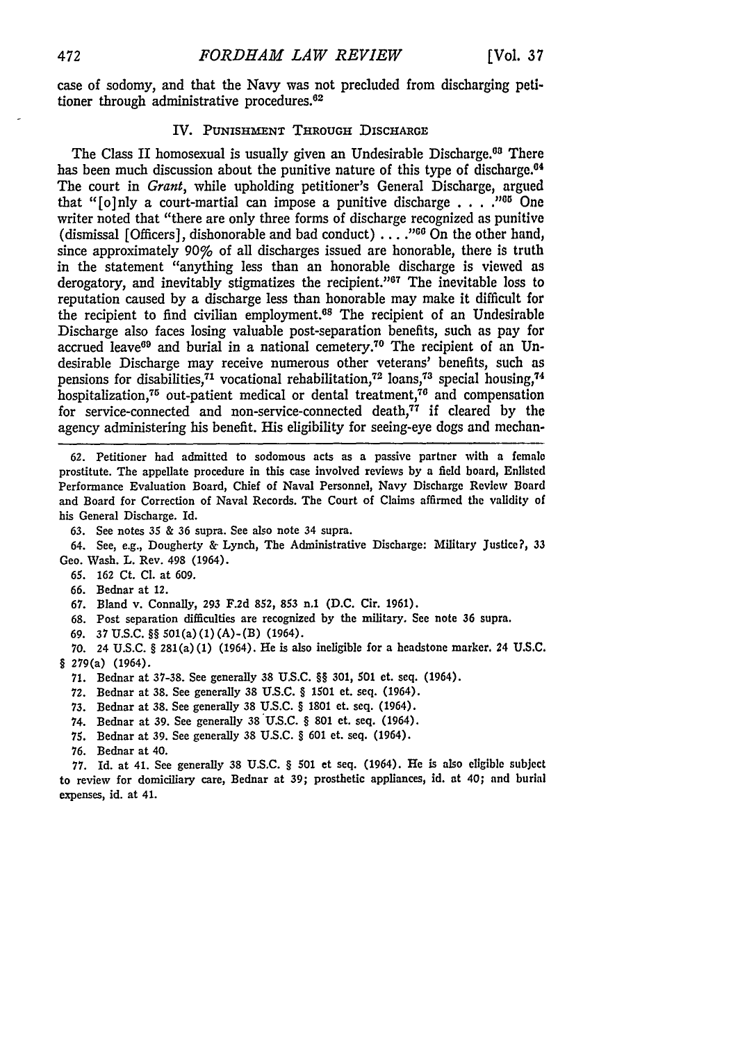case of sodomy, and that the Navy was not precluded from discharging petitioner through administrative procedures.[62]

## IV. Punishment Through Discharge

The Class II homosexual is usually given an Undesirable Discharge.[63] There has been much discussion about the punitive nature of this type of discharge.[64] The court in *Grant*, while upholding petitioner's General Discharge, argued that "[o]nly a court-martial can impose a punitive discharge . . . ."[65] One writer noted that "there are only three forms of discharge recognized as punitive (dismissal [Officers], dishonorable and bad conduct) . . . ."[66] On the other hand, since approximately 90% of all discharges issued are honorable, there is truth in the statement "anything less than an honorable discharge is viewed as derogatory, and inevitably stigmatizes the recipient."[67] The inevitable loss to reputation caused by a discharge less than honorable may make it difficult for the recipient to find civilian employment.[68] The recipient of an Undesirable Discharge also faces losing valuable post-separation benefits, such as pay for accrued leave[69] and burial in a national cemetery.[70] The recipient of an Undesirable Discharge may receive numerous other veterans' benefits, such as pensions for disabilities,[71] vocational rehabilitation,[72] loans,[73] special housing,[74] hospitalization,[75] out-patient medical or dental treatment,[76] and compensation for service-connected and non-service-connected death,[77] if cleared by the agency administering his benefit. His eligibility for seeing-eye dogs and mechan-

---

62. Petitioner had admitted to sodomous acts as a passive partner with a female prostitute. The appellate procedure in this case involved reviews by a field board, Enlisted Performance Evaluation Board, Chief of Naval Personnel, Navy Discharge Review Board and Board for Correction of Naval Records. The Court of Claims affirmed the validity of his General Discharge. Id.

63. See notes 35 & 36 supra. See also note 34 supra.

64. See, e.g., Dougherty & Lynch, The Administrative Discharge: Military Justice?, 33 Geo. Wash. L. Rev. 498 (1964).

65. 162 Ct. Cl. at 609.

66. Bednar at 12.

67. Bland v. Connally, 293 F.2d 852, 853 n.1 (D.C. Cir. 1961).

68. Post separation difficulties are recognized by the military. See note 36 supra.

69. 37 U.S.C. §§ 501(a)(1)(A)-(B) (1964).

70. 24 U.S.C. § 281(a)(1) (1964). He is also ineligible for a headstone marker. 24 U.S.C. § 279(a) (1964).

71. Bednar at 37-38. See generally 38 U.S.C. §§ 301, 501 et. seq. (1964).

72. Bednar at 38. See generally 38 U.S.C. § 1501 et. seq. (1964).

73. Bednar at 38. See generally 38 U.S.C. § 1801 et. seq. (1964).

74. Bednar at 39. See generally 38 U.S.C. § 801 et. seq. (1964).

75. Bednar at 39. See generally 38 U.S.C. § 601 et. seq. (1964).

76. Bednar at 40.

77. Id. at 41. See generally 38 U.S.C. § 501 et seq. (1964). He is also eligible subject to review for domiciliary care, Bednar at 39; prosthetic appliances, id. at 40; and burial expenses, id. at 41.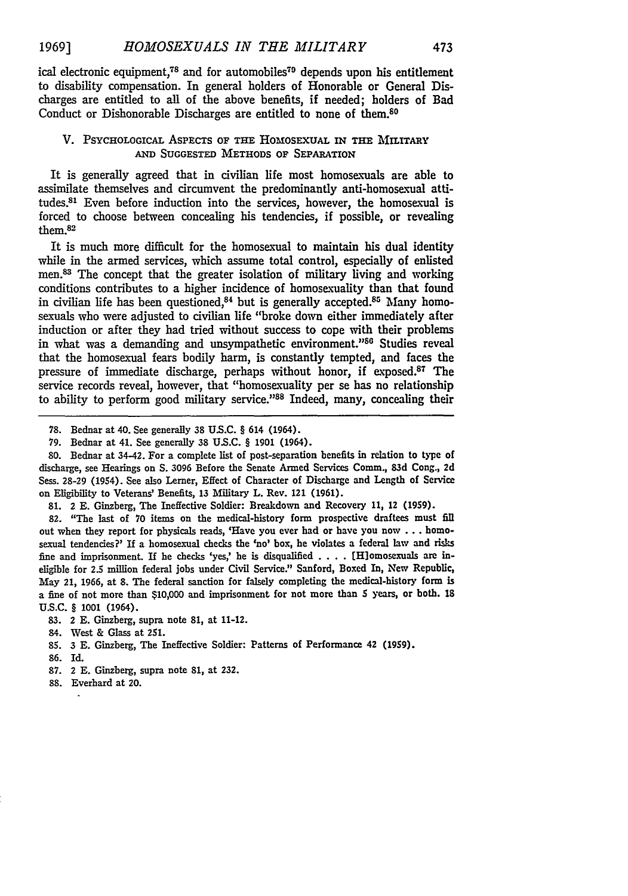ical electronic equipment,[78] and for automobiles[79] depends upon his entitlement to disability compensation. In general holders of Honorable or General Discharges are entitled to all of the above benefits, if needed; holders of Bad Conduct or Dishonorable Discharges are entitled to none of them.[80]

## V. Psychological Aspects of the Homosexual in the Military and Suggested Methods of Separation

It is generally agreed that in civilian life most homosexuals are able to assimilate themselves and circumvent the predominantly anti-homosexual attitudes.[81] Even before induction into the services, however, the homosexual is forced to choose between concealing his tendencies, if possible, or revealing them.[82]

It is much more difficult for the homosexual to maintain his dual identity while in the armed services, which assume total control, especially of enlisted men.[83] The concept that the greater isolation of military living and working conditions contributes to a higher incidence of homosexuality than that found in civilian life has been questioned,[84] but is generally accepted.[85] Many homosexuals who were adjusted to civilian life "broke down either immediately after induction or after they had tried without success to cope with their problems in what was a demanding and unsympathetic environment."[86] Studies reveal that the homosexual fears bodily harm, is constantly tempted, and faces the pressure of immediate discharge, perhaps without honor, if exposed.[87] The service records reveal, however, that "homosexuality per se has no relationship to ability to perform good military service."[88] Indeed, many, concealing their

---

78. Bednar at 40. See generally 38 U.S.C. § 614 (1964).

79. Bednar at 41. See generally 38 U.S.C. § 1901 (1964).

80. Bednar at 34-42. For a complete list of post-separation benefits in relation to type of discharge, see Hearings on S. 3096 Before the Senate Armed Services Comm., 83d Cong., 2d Sess. 28-29 (1954). See also Lerner, Effect of Character of Discharge and Length of Service on Eligibility to Veterans' Benefits, 13 Military L. Rev. 121 (1961).

81. 2 E. Ginzberg, The Ineffective Soldier: Breakdown and Recovery 11, 12 (1959).

82. "The last of 70 items on the medical-history form prospective draftees must fill out when they report for physicals reads, 'Have you ever had or have you now . . . homosexual tendencies?' If a homosexual checks the 'no' box, he violates a federal law and risks fine and imprisonment. If he checks 'yes,' he is disqualified . . . . [H]omosexuals are ineligible for 2.5 million federal jobs under Civil Service." Sanford, Boxed In, New Republic, May 21, 1966, at 8. The federal sanction for falsely completing the medical-history form is a fine of not more than $10,000 and imprisonment for not more than 5 years, or both. 18 U.S.C. § 1001 (1964).

83. 2 E. Ginzberg, supra note 81, at 11-12.

84. West & Glass at 251.

85. 3 E. Ginzberg, The Ineffective Soldier: Patterns of Performance 42 (1959).

86. Id.

87. 2 E. Ginzberg, supra note 81, at 232.

88. Everhard at 20.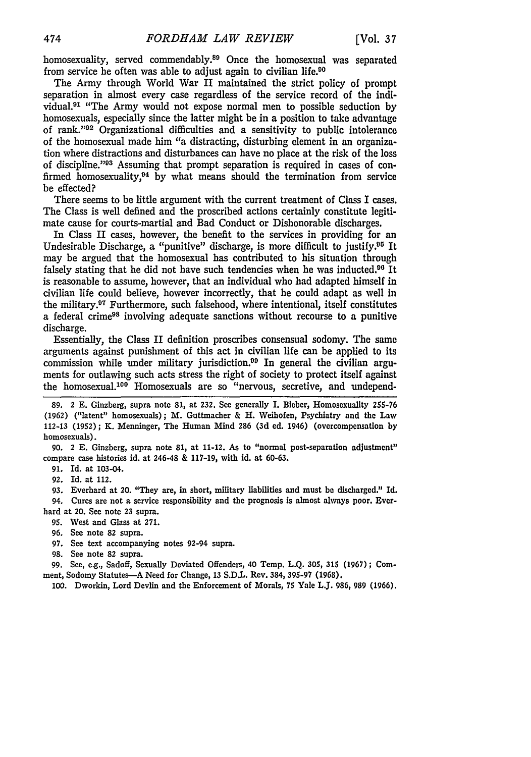homosexuality, served commendably.[89] Once the homosexual was separated from service he often was able to adjust again to civilian life.[90]

The Army through World War II maintained the strict policy of prompt separation in almost every case regardless of the service record of the individual.[91] "The Army would not expose normal men to possible seduction by homosexuals, especially since the latter might be in a position to take advantage of rank."[92] Organizational difficulties and a sensitivity to public intolerance of the homosexual made him "a distracting, disturbing element in an organization where distractions and disturbances can have no place at the risk of the loss of discipline."[93] Assuming that prompt separation is required in cases of confirmed homosexuality,[94] by what means should the termination from service be effected?

There seems to be little argument with the current treatment of Class I cases. The Class is well defined and the proscribed actions certainly constitute legitimate cause for courts-martial and Bad Conduct or Dishonorable discharges.

In Class II cases, however, the benefit to the services in providing for an Undesirable Discharge, a "punitive" discharge, is more difficult to justify.[95] It may be argued that the homosexual has contributed to his situation through falsely stating that he did not have such tendencies when he was inducted.[96] It is reasonable to assume, however, that an individual who had adapted himself in civilian life could believe, however incorrectly, that he could adapt as well in the military.[97] Furthermore, such falsehood, where intentional, itself constitutes a federal crime[98] involving adequate sanctions without recourse to a punitive discharge.

Essentially, the Class II definition proscribes consensual sodomy. The same arguments against punishment of this act in civilian life can be applied to its commission while under military jurisdiction.[99] In general the civilian arguments for outlawing such acts stress the right of society to protect itself against the homosexual.[100] Homosexuals are so "nervous, secretive, and undepend-

---

89. 2 E. Ginzberg, supra note 81, at 232. See generally I. Bieber, Homosexuality 255-76 (1962) ("latent" homosexuals); M. Guttmacher & H. Weihofen, Psychiatry and the Law 112-13 (1952); K. Menninger, The Human Mind 286 (3d ed. 1946) (overcompensation by homosexuals).

90. 2 E. Ginzberg, supra note 81, at 11-12. As to "normal post-separation adjustment" compare case histories id. at 246-48 & 117-19, with id. at 60-63.

91. Id. at 103-04.

92. Id. at 112.

93. Everhard at 20. "They are, in short, military liabilities and must be discharged." Id.

94. Cures are not a service responsibility and the prognosis is almost always poor. Everhard at 20. See note 23 supra.

95. West and Glass at 271.

96. See note 82 supra.

97. See text accompanying notes 92-94 supra.

98. See note 82 supra.

99. See, e.g., Sadoff, Sexually Deviated Offenders, 40 Temp. L.Q. 305, 315 (1967); Comment, Sodomy Statutes—A Need for Change, 13 S.D.L. Rev. 384, 395-97 (1968).

100. Dworkin, Lord Devlin and the Enforcement of Morals, 75 Yale L.J. 986, 989 (1966).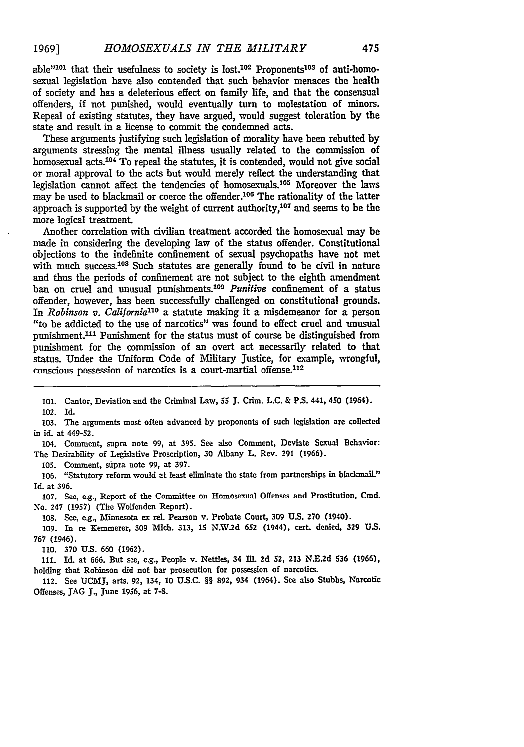able"[101] that their usefulness to society is lost.[102] Proponents[103] of anti-homosexual legislation have also contended that such behavior menaces the health of society and has a deleterious effect on family life, and that the consensual offenders, if not punished, would eventually turn to molestation of minors. Repeal of existing statutes, they have argued, would suggest toleration by the state and result in a license to commit the condemned acts.

These arguments justifying such legislation of morality have been rebutted by arguments stressing the mental illness usually related to the commission of homosexual acts.[104] To repeal the statutes, it is contended, would not give social or moral approval to the acts but would merely reflect the understanding that legislation cannot affect the tendencies of homosexuals.[105] Moreover the laws may be used to blackmail or coerce the offender.[106] The rationality of the latter approach is supported by the weight of current authority,[107] and seems to be the more logical treatment.

Another correlation with civilian treatment accorded the homosexual may be made in considering the developing law of the status offender. Constitutional objections to the indefinite confinement of sexual psychopaths have not met with much success.[108] Such statutes are generally found to be civil in nature and thus the periods of confinement are not subject to the eighth amendment ban on cruel and unusual punishments.[109] *Punitive* confinement of a status offender, however, has been successfully challenged on constitutional grounds. In *Robinson v. California*[110] a statute making it a misdemeanor for a person "to be addicted to the use of narcotics" was found to effect cruel and unusual punishment.[111] Punishment for the status must of course be distinguished from punishment for the commission of an overt act necessarily related to that status. Under the Uniform Code of Military Justice, for example, wrongful, conscious possession of narcotics is a court-martial offense.[112]

---

101. Cantor, Deviation and the Criminal Law, 55 J. Crim. L.C. & P.S. 441, 450 (1964).

102. Id.

103. The arguments most often advanced by proponents of such legislation are collected in id. at 449-52.

104. Comment, supra note 99, at 395. See also Comment, Deviate Sexual Behavior: The Desirability of Legislative Proscription, 30 Albany L. Rev. 291 (1966).

105. Comment, supra note 99, at 397.

106. "Statutory reform would at least eliminate the state from partnerships in blackmail." Id. at 396.

107. See, e.g., Report of the Committee on Homosexual Offenses and Prostitution, Cmd. No. 247 (1957) (The Wolfenden Report).

108. See, e.g., Minnesota ex rel. Pearson v. Probate Court, 309 U.S. 270 (1940).

109. In re Kemmerer, 309 Mich. 313, 15 N.W.2d 652 (1944), cert. denied, 329 U.S. 767 (1946).

110. 370 U.S. 660 (1962).

111. Id. at 666. But see, e.g., People v. Nettles, 34 Ill. 2d 52, 213 N.E.2d 536 (1966), holding that Robinson did not bar prosecution for possession of narcotics.

112. See UCMJ, arts. 92, 134, 10 U.S.C. §§ 892, 934 (1964). See also Stubbs, Narcotic Offenses, JAG J., June 1956, at 7-8.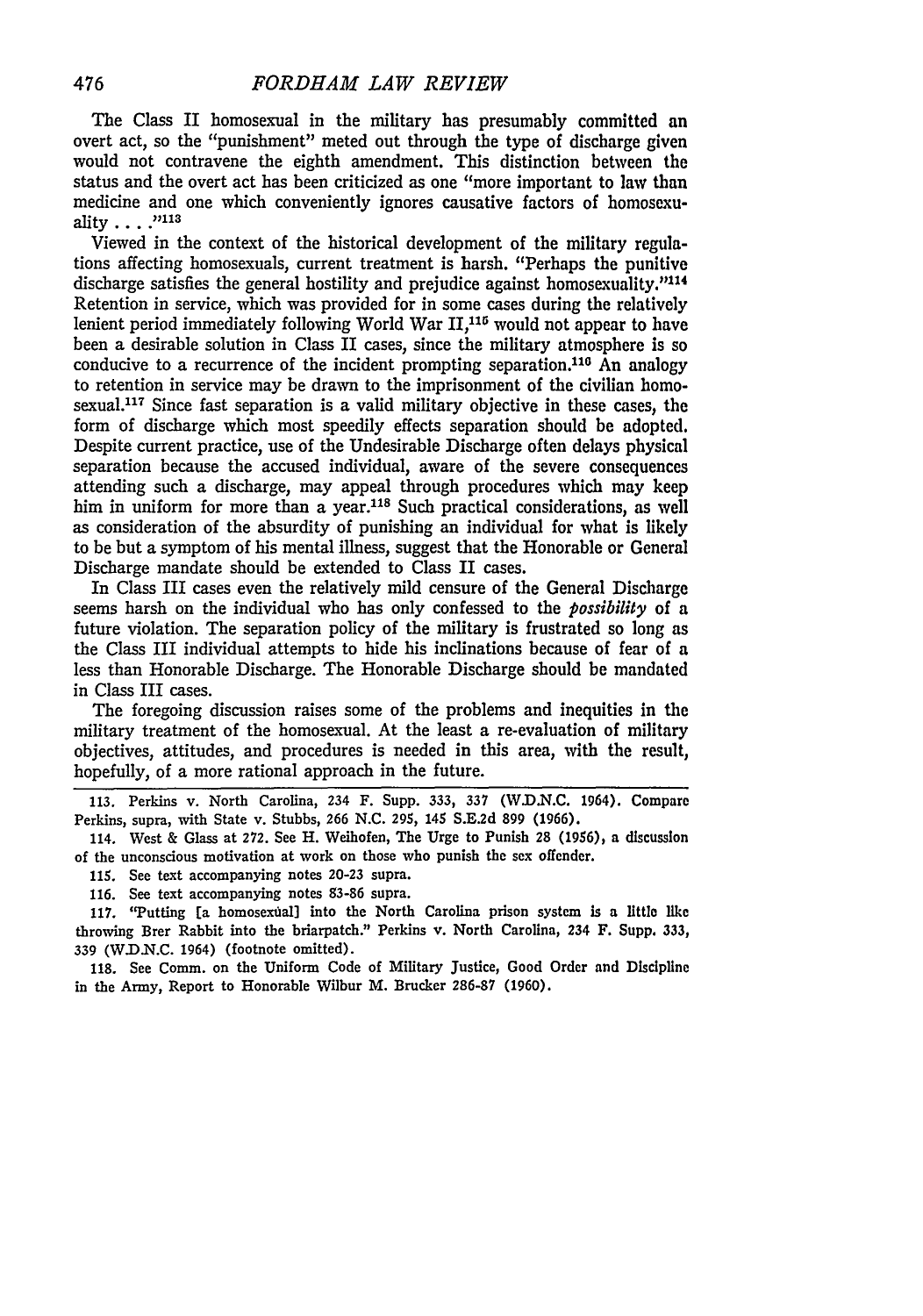The Class II homosexual in the military has presumably committed an overt act, so the "punishment" meted out through the type of discharge given would not contravene the eighth amendment. This distinction between the status and the overt act has been criticized as one "more important to law than medicine and one which conveniently ignores causative factors of homosexuality . . . ."[113]

Viewed in the context of the historical development of the military regulations affecting homosexuals, current treatment is harsh. "Perhaps the punitive discharge satisfies the general hostility and prejudice against homosexuality."[114] Retention in service, which was provided for in some cases during the relatively lenient period immediately following World War II,[115] would not appear to have been a desirable solution in Class II cases, since the military atmosphere is so conducive to a recurrence of the incident prompting separation.[116] An analogy to retention in service may be drawn to the imprisonment of the civilian homosexual.[117] Since fast separation is a valid military objective in these cases, the form of discharge which most speedily effects separation should be adopted. Despite current practice, use of the Undesirable Discharge often delays physical separation because the accused individual, aware of the severe consequences attending such a discharge, may appeal through procedures which may keep him in uniform for more than a year.[118] Such practical considerations, as well as consideration of the absurdity of punishing an individual for what is likely to be but a symptom of his mental illness, suggest that the Honorable or General Discharge mandate should be extended to Class II cases.

In Class III cases even the relatively mild censure of the General Discharge seems harsh on the individual who has only confessed to the *possibility* of a future violation. The separation policy of the military is frustrated so long as the Class III individual attempts to hide his inclinations because of fear of a less than Honorable Discharge. The Honorable Discharge should be mandated in Class III cases.

The foregoing discussion raises some of the problems and inequities in the military treatment of the homosexual. At the least a re-evaluation of military objectives, attitudes, and procedures is needed in this area, with the result, hopefully, of a more rational approach in the future.

---

113. Perkins v. North Carolina, 234 F. Supp. 333, 337 (W.D.N.C. 1964). Compare Perkins, supra, with State v. Stubbs, 266 N.C. 295, 145 S.E.2d 899 (1966).

114. West & Glass at 272. See H. Weihofen, The Urge to Punish 28 (1956), a discussion of the unconscious motivation at work on those who punish the sex offender.

115. See text accompanying notes 20-23 supra.

116. See text accompanying notes 83-86 supra.

117. "Putting [a homosexual] into the North Carolina prison system is a little like throwing Brer Rabbit into the briarpatch." Perkins v. North Carolina, 234 F. Supp. 333, 339 (W.D.N.C. 1964) (footnote omitted).

118. See Comm. on the Uniform Code of Military Justice, Good Order and Discipline in the Army, Report to Honorable Wilbur M. Brucker 286-87 (1960).